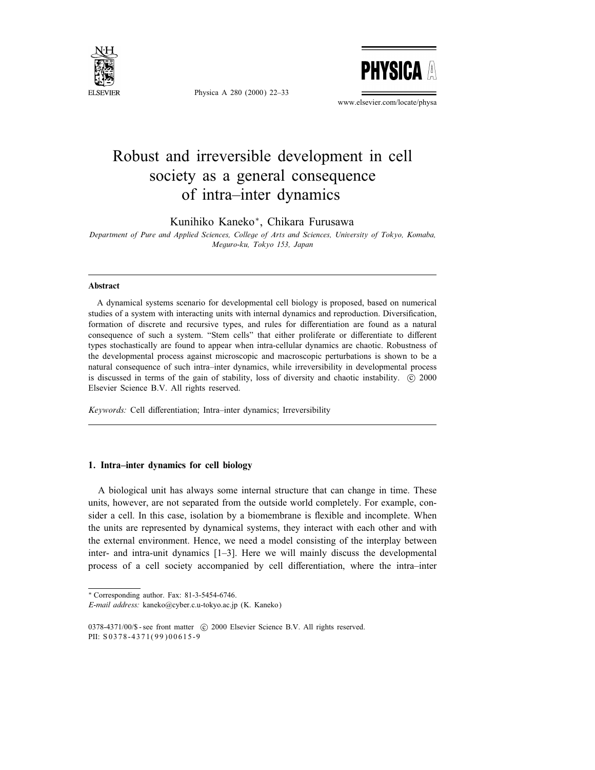# Robust and irreversible development in cell society as a general consequence of intra–inter dynamics

Kunihiko Kaneko*, Chikara Furusawa

*Department of Pure and Applied Sciences, College of Arts and Sciences, University of Tokyo, Komaba, Meguro-ku, Tokyo 153, Japan*

---

### Abstract

A dynamical systems scenario for developmental cell biology is proposed, based on numerical studies of a system with interacting units with internal dynamics and reproduction. Diversification, formation of discrete and recursive types, and rules for differentiation are found as a natural consequence of such a system. "Stem cells" that either proliferate or differentiate to different types stochastically are found to appear when intra-cellular dynamics are chaotic. Robustness of the developmental process against microscopic and macroscopic perturbations is shown to be a natural consequence of such intra–inter dynamics, while irreversibility in developmental process is discussed in terms of the gain of stability, loss of diversity and chaotic instability. © 2000 Elsevier Science B.V. All rights reserved.

*Keywords:* Cell differentiation; Intra–inter dynamics; Irreversibility

---

## 1. Intra–inter dynamics for cell biology

A biological unit has always some internal structure that can change in time. These units, however, are not separated from the outside world completely. For example, consider a cell. In this case, isolation by a biomembrane is flexible and incomplete. When the units are represented by dynamical systems, they interact with each other and with the external environment. Hence, we need a model consisting of the interplay between inter- and intra-unit dynamics [1–3]. Here we will mainly discuss the developmental process of a cell society accompanied by cell differentiation, where the intra–inter

---

* Corresponding author. Fax: 81-3-5454-6746.
*E-mail address:* kaneko@cyber.c.u-tokyo.ac.jp (K. Kaneko)

0378-4371/00/$ - see front matter © 2000 Elsevier Science B.V. All rights reserved.
PII: S0378-4371(99)00615-9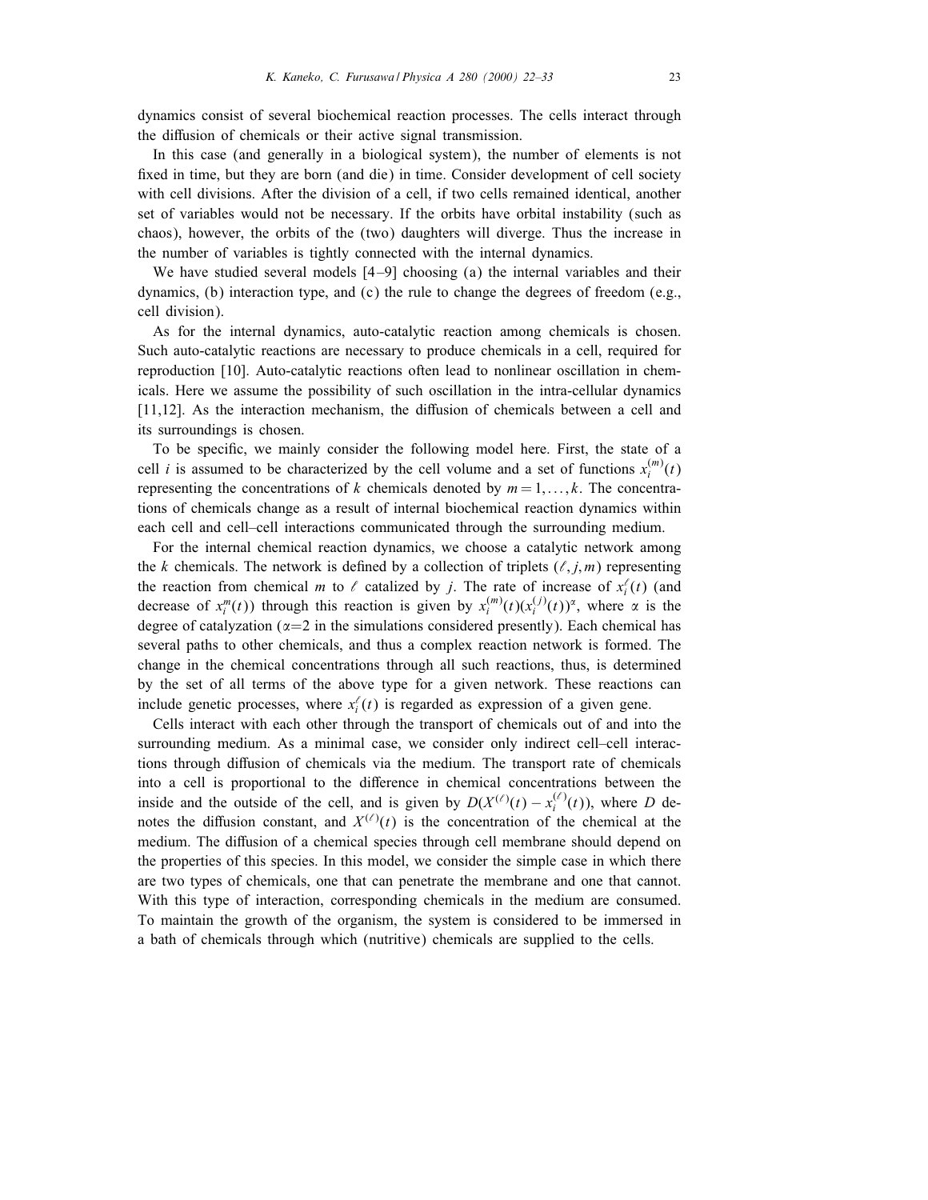dynamics consist of several biochemical reaction processes. The cells interact through the diffusion of chemicals or their active signal transmission.

In this case (and generally in a biological system), the number of elements is not fixed in time, but they are born (and die) in time. Consider development of cell society with cell divisions. After the division of a cell, if two cells remained identical, another set of variables would not be necessary. If the orbits have orbital instability (such as chaos), however, the orbits of the (two) daughters will diverge. Thus the increase in the number of variables is tightly connected with the internal dynamics.

We have studied several models [4–9] choosing (a) the internal variables and their dynamics, (b) interaction type, and (c) the rule to change the degrees of freedom (e.g., cell division).

As for the internal dynamics, auto-catalytic reaction among chemicals is chosen. Such auto-catalytic reactions are necessary to produce chemicals in a cell, required for reproduction [10]. Auto-catalytic reactions often lead to nonlinear oscillation in chemicals. Here we assume the possibility of such oscillation in the intra-cellular dynamics [11,12]. As the interaction mechanism, the diffusion of chemicals between a cell and its surroundings is chosen.

To be specific, we mainly consider the following model here. First, the state of a cell $i$ is assumed to be characterized by the cell volume and a set of functions $x_i^{(m)}(t)$ representing the concentrations of $k$ chemicals denoted by $m = 1, \ldots, k$. The concentrations of chemicals change as a result of internal biochemical reaction dynamics within each cell and cell–cell interactions communicated through the surrounding medium.

For the internal chemical reaction dynamics, we choose a catalytic network among the $k$ chemicals. The network is defined by a collection of triplets $(\ell, j, m)$ representing the reaction from chemical $m$ to $\ell$ catalyzed by $j$. The rate of increase of $x_i^{\ell}(t)$ (and decrease of $x_i^m(t)$) through this reaction is given by $x_i^{(m)}(t)(x_i^{(j)}(t))^{\alpha}$, where $\alpha$ is the degree of catalyzation ($\alpha$=2 in the simulations considered presently). Each chemical has several paths to other chemicals, and thus a complex reaction network is formed. The change in the chemical concentrations through all such reactions, thus, is determined by the set of all terms of the above type for a given network. These reactions can include genetic processes, where $x_i^{\ell}(t)$ is regarded as expression of a given gene.

Cells interact with each other through the transport of chemicals out of and into the surrounding medium. As a minimal case, we consider only indirect cell–cell interactions through diffusion of chemicals via the medium. The transport rate of chemicals into a cell is proportional to the difference in chemical concentrations between the inside and the outside of the cell, and is given by $D(X^{(\ell)}(t) - x_i^{(\ell)}(t))$, where $D$ denotes the diffusion constant, and $X^{(\ell)}(t)$ is the concentration of the chemical at the medium. The diffusion of a chemical species through cell membrane should depend on the properties of this species. In this model, we consider the simple case in which there are two types of chemicals, one that can penetrate the membrane and one that cannot. With this type of interaction, corresponding chemicals in the medium are consumed. To maintain the growth of the organism, the system is considered to be immersed in a bath of chemicals through which (nutritive) chemicals are supplied to the cells.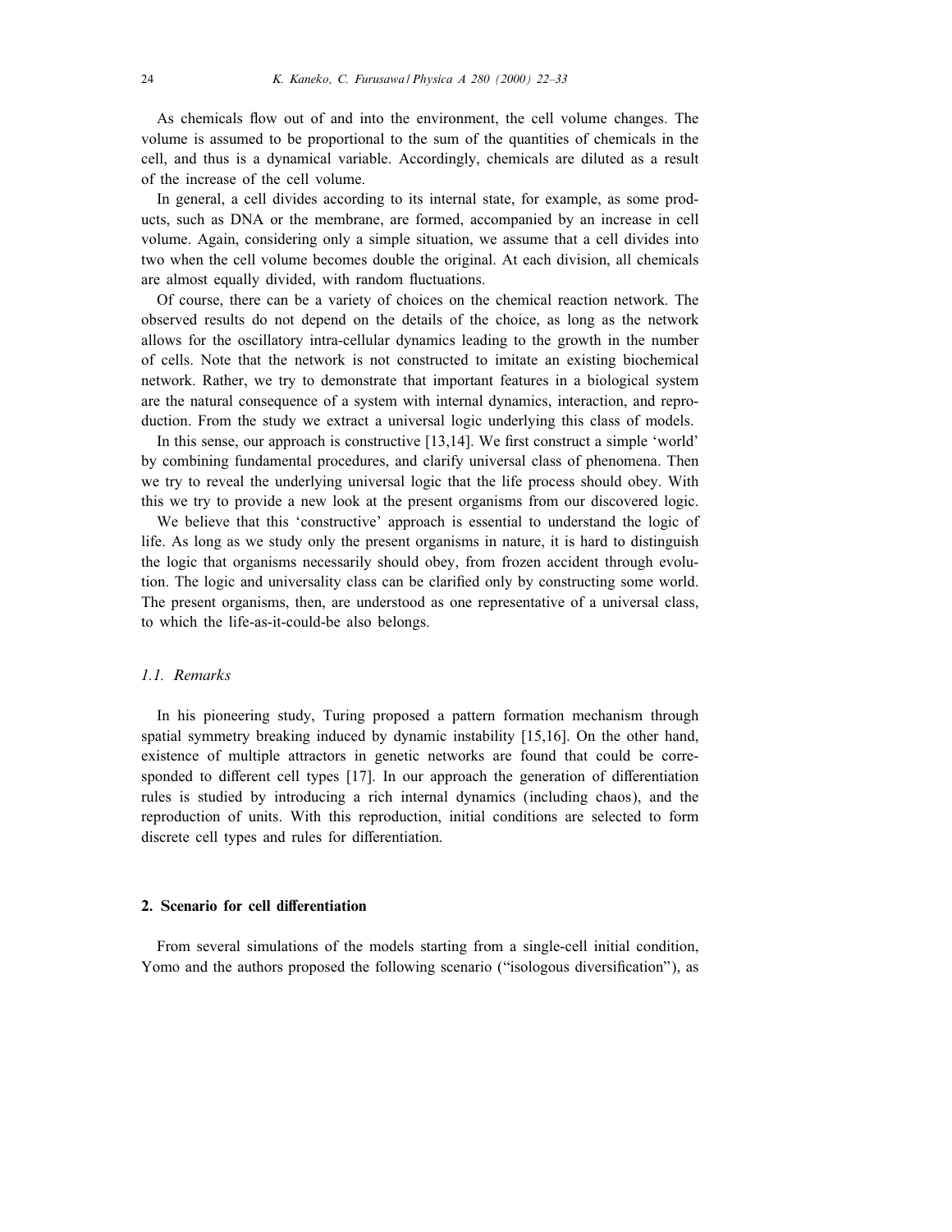As chemicals flow out of and into the environment, the cell volume changes. The volume is assumed to be proportional to the sum of the quantities of chemicals in the cell, and thus is a dynamical variable. Accordingly, chemicals are diluted as a result of the increase of the cell volume.

In general, a cell divides according to its internal state, for example, as some products, such as DNA or the membrane, are formed, accompanied by an increase in cell volume. Again, considering only a simple situation, we assume that a cell divides into two when the cell volume becomes double the original. At each division, all chemicals are almost equally divided, with random fluctuations.

Of course, there can be a variety of choices on the chemical reaction network. The observed results do not depend on the details of the choice, as long as the network allows for the oscillatory intra-cellular dynamics leading to the growth in the number of cells. Note that the network is not constructed to imitate an existing biochemical network. Rather, we try to demonstrate that important features in a biological system are the natural consequence of a system with internal dynamics, interaction, and reproduction. From the study we extract a universal logic underlying this class of models.

In this sense, our approach is constructive [13,14]. We first construct a simple 'world' by combining fundamental procedures, and clarify universal class of phenomena. Then we try to reveal the underlying universal logic that the life process should obey. With this we try to provide a new look at the present organisms from our discovered logic.

We believe that this 'constructive' approach is essential to understand the logic of life. As long as we study only the present organisms in nature, it is hard to distinguish the logic that organisms necessarily should obey, from frozen accident through evolution. The logic and universality class can be clarified only by constructing some world. The present organisms, then, are understood as one representative of a universal class, to which the life-as-it-could-be also belongs.

### *1.1. Remarks*

In his pioneering study, Turing proposed a pattern formation mechanism through spatial symmetry breaking induced by dynamic instability [15,16]. On the other hand, existence of multiple attractors in genetic networks are found that could be corresponded to different cell types [17]. In our approach the generation of differentiation rules is studied by introducing a rich internal dynamics (including chaos), and the reproduction of units. With this reproduction, initial conditions are selected to form discrete cell types and rules for differentiation.

## 2. Scenario for cell differentiation

From several simulations of the models starting from a single-cell initial condition, Yomo and the authors proposed the following scenario ("isologous diversification"), as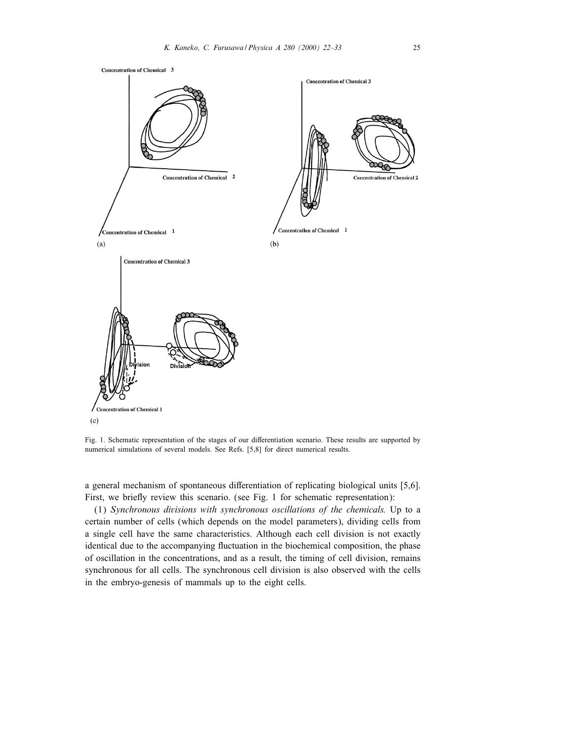Fig. 1. Schematic representation of the stages of our differentiation scenario. These results are supported by numerical simulations of several models. See Refs. [5,8] for direct numerical results.

a general mechanism of spontaneous differentiation of replicating biological units [5,6]. First, we briefly review this scenario. (see Fig. 1 for schematic representation):

(1) *Synchronous divisions with synchronous oscillations of the chemicals.* Up to a certain number of cells (which depends on the model parameters), dividing cells from a single cell have the same characteristics. Although each cell division is not exactly identical due to the accompanying fluctuation in the biochemical composition, the phase of oscillation in the concentrations, and as a result, the timing of cell division, remains synchronous for all cells. The synchronous cell division is also observed with the cells in the embryo-genesis of mammals up to the eight cells.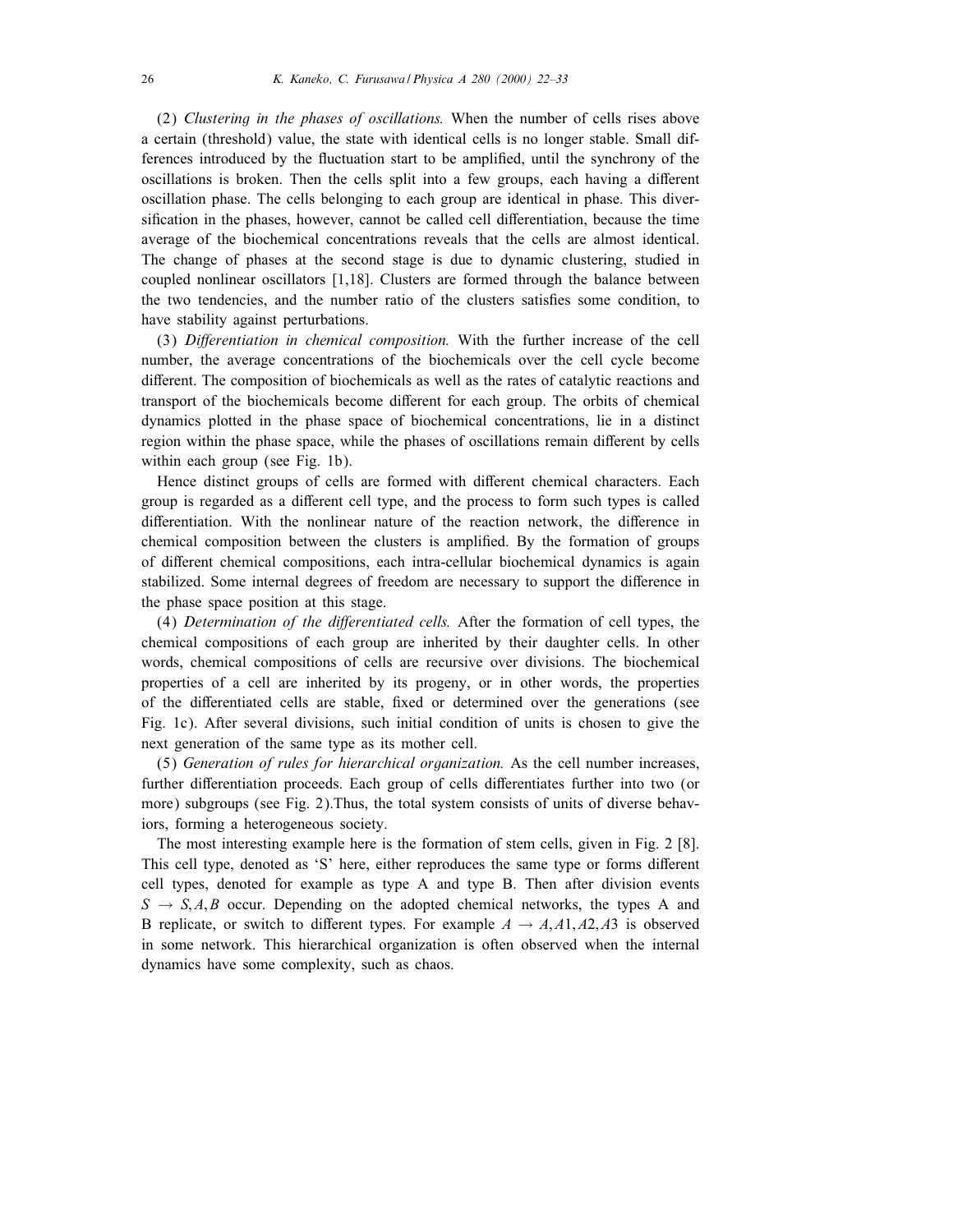(2) *Clustering in the phases of oscillations.* When the number of cells rises above a certain (threshold) value, the state with identical cells is no longer stable. Small differences introduced by the fluctuation start to be amplified, until the synchrony of the oscillations is broken. Then the cells split into a few groups, each having a different oscillation phase. The cells belonging to each group are identical in phase. This diversification in the phases, however, cannot be called cell differentiation, because the time average of the biochemical concentrations reveals that the cells are almost identical. The change of phases at the second stage is due to dynamic clustering, studied in coupled nonlinear oscillators [1,18]. Clusters are formed through the balance between the two tendencies, and the number ratio of the clusters satisfies some condition, to have stability against perturbations.

(3) *Differentiation in chemical composition.* With the further increase of the cell number, the average concentrations of the biochemicals over the cell cycle become different. The composition of biochemicals as well as the rates of catalytic reactions and transport of the biochemicals become different for each group. The orbits of chemical dynamics plotted in the phase space of biochemical concentrations, lie in a distinct region within the phase space, while the phases of oscillations remain different by cells within each group (see Fig. 1b).

Hence distinct groups of cells are formed with different chemical characters. Each group is regarded as a different cell type, and the process to form such types is called differentiation. With the nonlinear nature of the reaction network, the difference in chemical composition between the clusters is amplified. By the formation of groups of different chemical compositions, each intra-cellular biochemical dynamics is again stabilized. Some internal degrees of freedom are necessary to support the difference in the phase space position at this stage.

(4) *Determination of the differentiated cells.* After the formation of cell types, the chemical compositions of each group are inherited by their daughter cells. In other words, chemical compositions of cells are recursive over divisions. The biochemical properties of a cell are inherited by its progeny, or in other words, the properties of the differentiated cells are stable, fixed or determined over the generations (see Fig. 1c). After several divisions, such initial condition of units is chosen to give the next generation of the same type as its mother cell.

(5) *Generation of rules for hierarchical organization.* As the cell number increases, further differentiation proceeds. Each group of cells differentiates further into two (or more) subgroups (see Fig. 2).Thus, the total system consists of units of diverse behaviors, forming a heterogeneous society.

The most interesting example here is the formation of stem cells, given in Fig. 2 [8]. This cell type, denoted as 'S' here, either reproduces the same type or forms different cell types, denoted for example as type A and type B. Then after division events $S \rightarrow S, A, B$ occur. Depending on the adopted chemical networks, the types A and B replicate, or switch to different types. For example $A \rightarrow A, A1, A2, A3$ is observed in some network. This hierarchical organization is often observed when the internal dynamics have some complexity, such as chaos.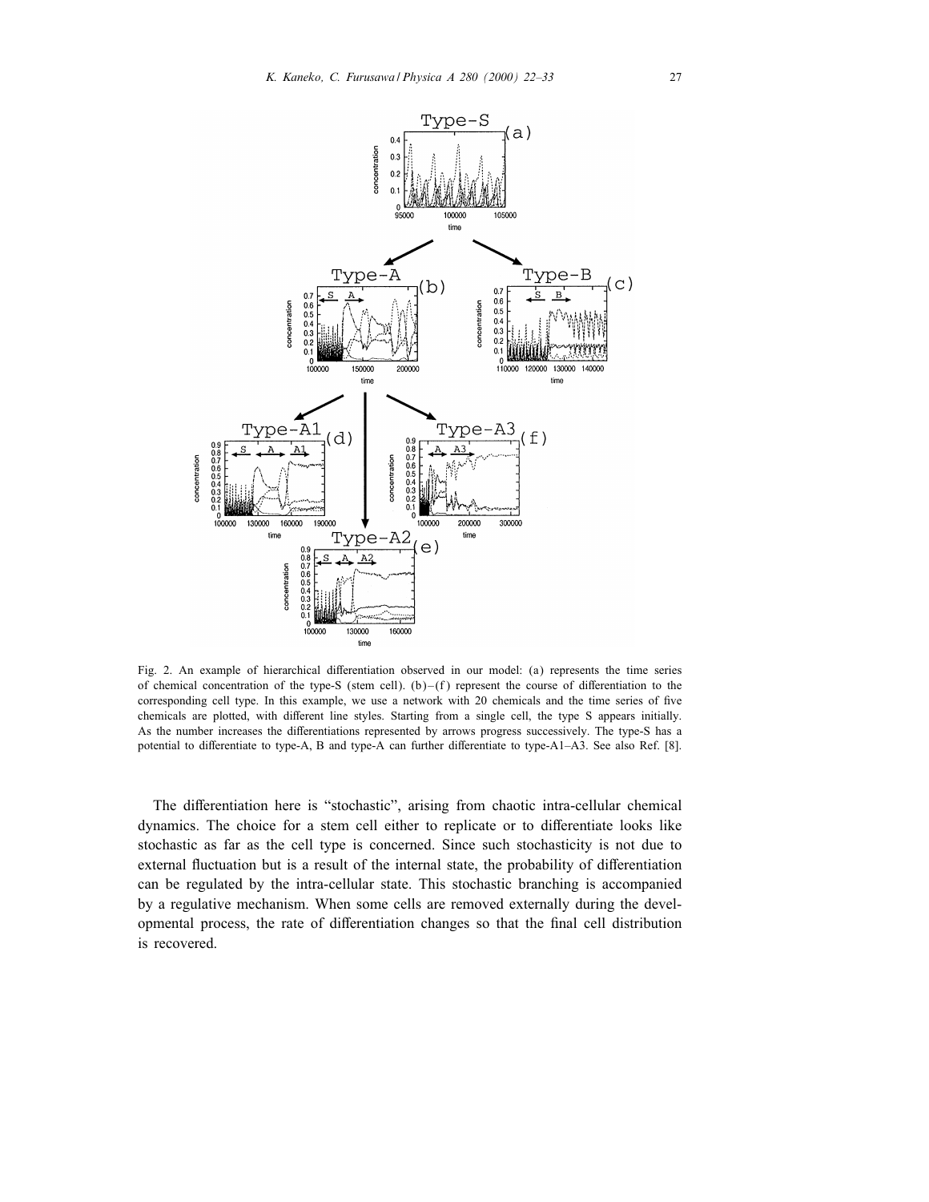Fig. 2. An example of hierarchical differentiation observed in our model: (a) represents the time series of chemical concentration of the type-S (stem cell). (b)–(f) represent the course of differentiation to the corresponding cell type. In this example, we use a network with 20 chemicals and the time series of five chemicals are plotted, with different line styles. Starting from a single cell, the type S appears initially. As the number increases the differentiations represented by arrows progress successively. The type-S has a potential to differentiate to type-A, B and type-A can further differentiate to type-A1–A3. See also Ref. [8].

The differentiation here is "stochastic", arising from chaotic intra-cellular chemical dynamics. The choice for a stem cell either to replicate or to differentiate looks like stochastic as far as the cell type is concerned. Since such stochasticity is not due to external fluctuation but is a result of the internal state, the probability of differentiation can be regulated by the intra-cellular state. This stochastic branching is accompanied by a regulative mechanism. When some cells are removed externally during the developmental process, the rate of differentiation changes so that the final cell distribution is recovered.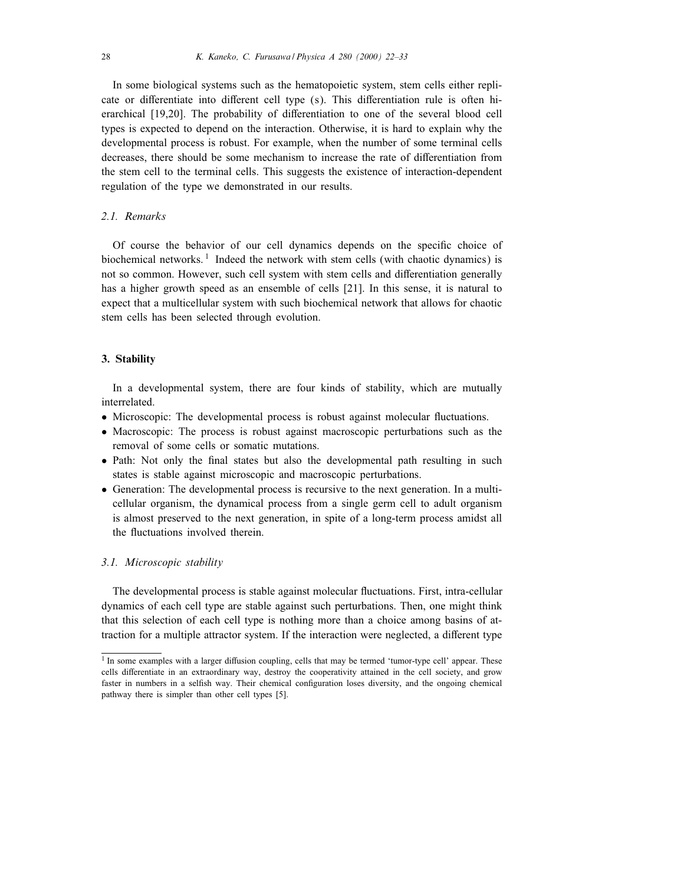In some biological systems such as the hematopoietic system, stem cells either replicate or differentiate into different cell type (s). This differentiation rule is often hierarchical [19,20]. The probability of differentiation to one of the several blood cell types is expected to depend on the interaction. Otherwise, it is hard to explain why the developmental process is robust. For example, when the number of some terminal cells decreases, there should be some mechanism to increase the rate of differentiation from the stem cell to the terminal cells. This suggests the existence of interaction-dependent regulation of the type we demonstrated in our results.

### *2.1. Remarks*

Of course the behavior of our cell dynamics depends on the specific choice of biochemical networks. [1] Indeed the network with stem cells (with chaotic dynamics) is not so common. However, such cell system with stem cells and differentiation generally has a higher growth speed as an ensemble of cells [21]. In this sense, it is natural to expect that a multicellular system with such biochemical network that allows for chaotic stem cells has been selected through evolution.

## **3. Stability**

In a developmental system, there are four kinds of stability, which are mutually interrelated.

- Microscopic: The developmental process is robust against molecular fluctuations.
- Macroscopic: The process is robust against macroscopic perturbations such as the removal of some cells or somatic mutations.
- Path: Not only the final states but also the developmental path resulting in such states is stable against microscopic and macroscopic perturbations.
- Generation: The developmental process is recursive to the next generation. In a multicellular organism, the dynamical process from a single germ cell to adult organism is almost preserved to the next generation, in spite of a long-term process amidst all the fluctuations involved therein.

### *3.1. Microscopic stability*

The developmental process is stable against molecular fluctuations. First, intra-cellular dynamics of each cell type are stable against such perturbations. Then, one might think that this selection of each cell type is nothing more than a choice among basins of attraction for a multiple attractor system. If the interaction were neglected, a different type

[1] In some examples with a larger diffusion coupling, cells that may be termed ‘tumor-type cell’ appear. These cells differentiate in an extraordinary way, destroy the cooperativity attained in the cell society, and grow faster in numbers in a selfish way. Their chemical configuration loses diversity, and the ongoing chemical pathway there is simpler than other cell types [5].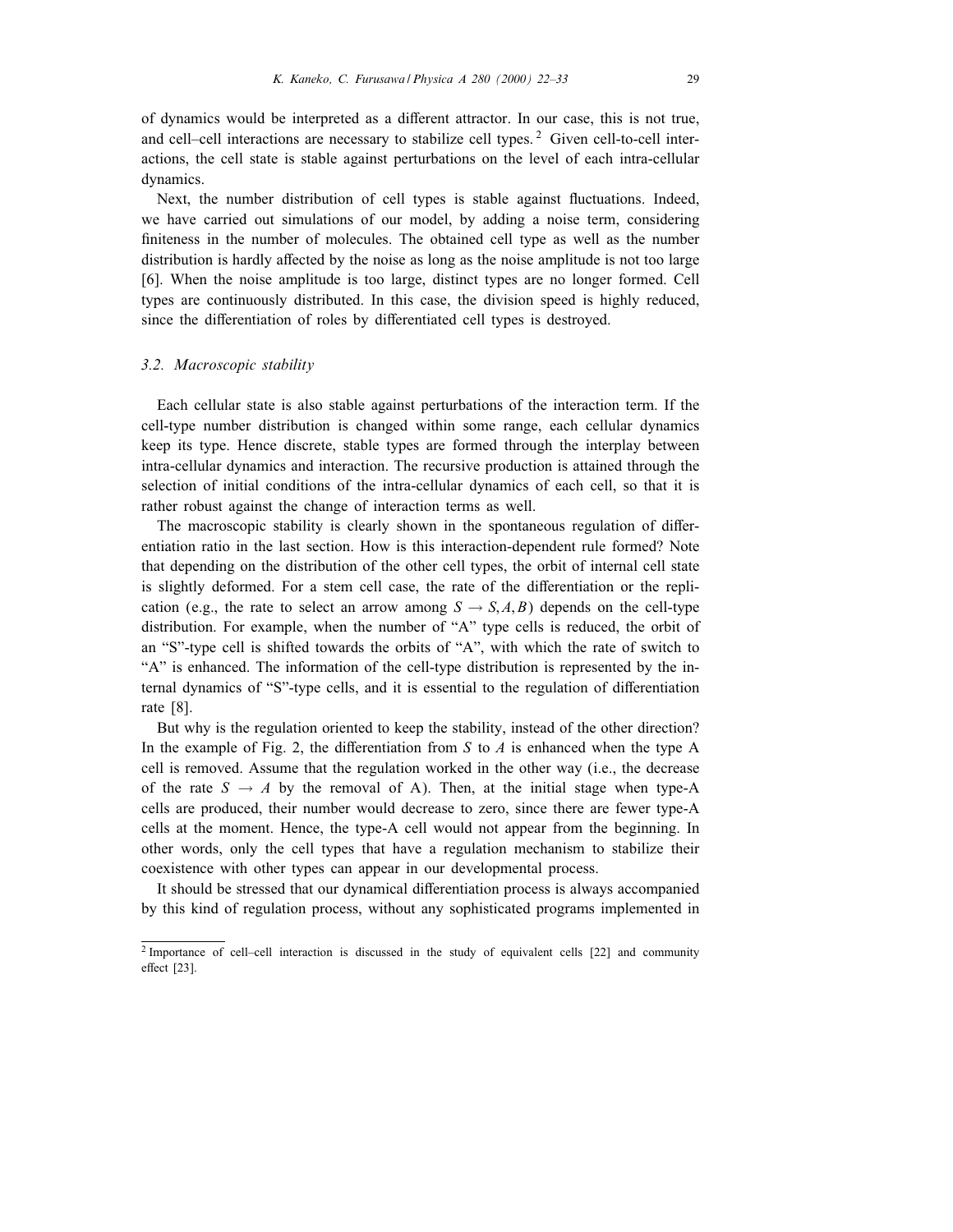of dynamics would be interpreted as a different attractor. In our case, this is not true, and cell–cell interactions are necessary to stabilize cell types. [2] Given cell-to-cell interactions, the cell state is stable against perturbations on the level of each intra-cellular dynamics.

Next, the number distribution of cell types is stable against fluctuations. Indeed, we have carried out simulations of our model, by adding a noise term, considering finiteness in the number of molecules. The obtained cell type as well as the number distribution is hardly affected by the noise as long as the noise amplitude is not too large [6]. When the noise amplitude is too large, distinct types are no longer formed. Cell types are continuously distributed. In this case, the division speed is highly reduced, since the differentiation of roles by differentiated cell types is destroyed.

### *3.2. Macroscopic stability*

Each cellular state is also stable against perturbations of the interaction term. If the cell-type number distribution is changed within some range, each cellular dynamics keep its type. Hence discrete, stable types are formed through the interplay between intra-cellular dynamics and interaction. The recursive production is attained through the selection of initial conditions of the intra-cellular dynamics of each cell, so that it is rather robust against the change of interaction terms as well.

The macroscopic stability is clearly shown in the spontaneous regulation of differentiation ratio in the last section. How is this interaction-dependent rule formed? Note that depending on the distribution of the other cell types, the orbit of internal cell state is slightly deformed. For a stem cell case, the rate of the differentiation or the replication (e.g., the rate to select an arrow among $S \to S, A, B$) depends on the cell-type distribution. For example, when the number of "A" type cells is reduced, the orbit of an "S"-type cell is shifted towards the orbits of "A", with which the rate of switch to "A" is enhanced. The information of the cell-type distribution is represented by the internal dynamics of "S"-type cells, and it is essential to the regulation of differentiation rate [8].

But why is the regulation oriented to keep the stability, instead of the other direction? In the example of Fig. 2, the differentiation from $S$ to $A$ is enhanced when the type A cell is removed. Assume that the regulation worked in the other way (i.e., the decrease of the rate $S \to A$ by the removal of A). Then, at the initial stage when type-A cells are produced, their number would decrease to zero, since there are fewer type-A cells at the moment. Hence, the type-A cell would not appear from the beginning. In other words, only the cell types that have a regulation mechanism to stabilize their coexistence with other types can appear in our developmental process.

It should be stressed that our dynamical differentiation process is always accompanied by this kind of regulation process, without any sophisticated programs implemented in

---

[2] Importance of cell–cell interaction is discussed in the study of equivalent cells [22] and community effect [23].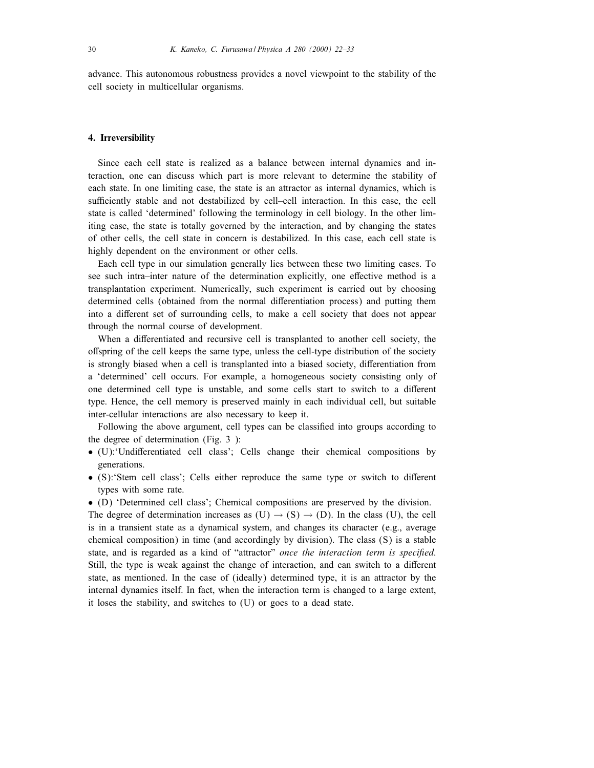advance. This autonomous robustness provides a novel viewpoint to the stability of the cell society in multicellular organisms.

## 4. Irreversibility

Since each cell state is realized as a balance between internal dynamics and interaction, one can discuss which part is more relevant to determine the stability of each state. In one limiting case, the state is an attractor as internal dynamics, which is sufficiently stable and not destabilized by cell–cell interaction. In this case, the cell state is called 'determined' following the terminology in cell biology. In the other limiting case, the state is totally governed by the interaction, and by changing the states of other cells, the cell state in concern is destabilized. In this case, each cell state is highly dependent on the environment or other cells.

Each cell type in our simulation generally lies between these two limiting cases. To see such intra–inter nature of the determination explicitly, one effective method is a transplantation experiment. Numerically, such experiment is carried out by choosing determined cells (obtained from the normal differentiation process) and putting them into a different set of surrounding cells, to make a cell society that does not appear through the normal course of development.

When a differentiated and recursive cell is transplanted to another cell society, the offspring of the cell keeps the same type, unless the cell-type distribution of the society is strongly biased when a cell is transplanted into a biased society, differentiation from a 'determined' cell occurs. For example, a homogeneous society consisting only of one determined cell type is unstable, and some cells start to switch to a different type. Hence, the cell memory is preserved mainly in each individual cell, but suitable inter-cellular interactions are also necessary to keep it.

Following the above argument, cell types can be classified into groups according to the degree of determination (Fig. 3 ):

- (U):'Undifferentiated cell class'; Cells change their chemical compositions by generations.
- (S):'Stem cell class'; Cells either reproduce the same type or switch to different types with some rate.
- (D) 'Determined cell class'; Chemical compositions are preserved by the division.

The degree of determination increases as (U) $\to$ (S) $\to$ (D). In the class (U), the cell is in a transient state as a dynamical system, and changes its character (e.g., average chemical composition) in time (and accordingly by division). The class (S) is a stable state, and is regarded as a kind of "attractor" *once the interaction term is specified*. Still, the type is weak against the change of interaction, and can switch to a different state, as mentioned. In the case of (ideally) determined type, it is an attractor by the internal dynamics itself. In fact, when the interaction term is changed to a large extent, it loses the stability, and switches to (U) or goes to a dead state.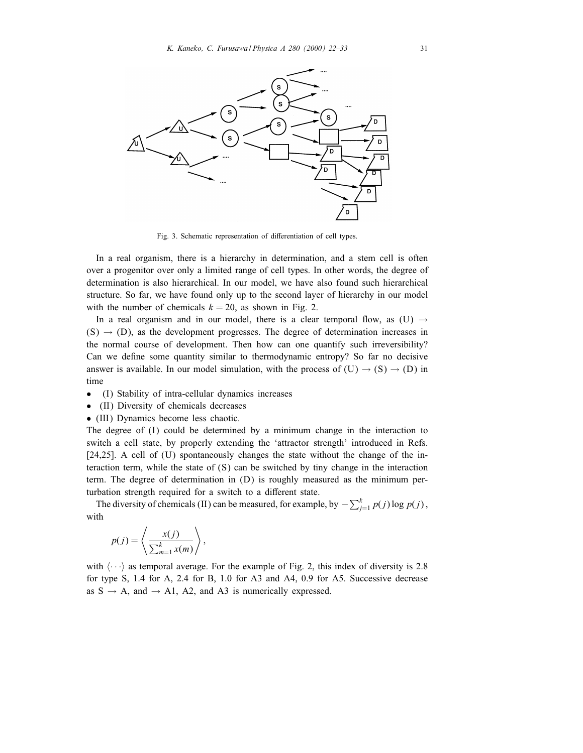Fig. 3. Schematic representation of differentiation of cell types.

In a real organism, there is a hierarchy in determination, and a stem cell is often over a progenitor over only a limited range of cell types. In other words, the degree of determination is also hierarchical. In our model, we have also found such hierarchical structure. So far, we have found only up to the second layer of hierarchy in our model with the number of chemicals $k = 20$, as shown in Fig. 2.

In a real organism and in our model, there is a clear temporal flow, as (U) $\rightarrow$ (S) $\rightarrow$ (D), as the development progresses. The degree of determination increases in the normal course of development. Then how can one quantify such irreversibility? Can we define some quantity similar to thermodynamic entropy? So far no decisive answer is available. In our model simulation, with the process of (U) $\rightarrow$ (S) $\rightarrow$ (D) in time

- (I) Stability of intra-cellular dynamics increases
- (II) Diversity of chemicals decreases
- (III) Dynamics become less chaotic.

The degree of (I) could be determined by a minimum change in the interaction to switch a cell state, by properly extending the 'attractor strength' introduced in Refs. [24,25]. A cell of (U) spontaneously changes the state without the change of the interaction term, while the state of (S) can be switched by tiny change in the interaction term. The degree of determination in (D) is roughly measured as the minimum perturbation strength required for a switch to a different state.

The diversity of chemicals (II) can be measured, for example, by $-\sum_{j=1}^{k} p(j) \log p(j)$, with

$$p(j) = \left\langle \frac{x(j)}{\sum_{m=1}^{k} x(m)} \right\rangle ,$$

with $\langle \cdots \rangle$ as temporal average. For the example of Fig. 2, this index of diversity is 2.8 for type S, 1.4 for A, 2.4 for B, 1.0 for A3 and A4, 0.9 for A5. Successive decrease as S $\rightarrow$ A, and $\rightarrow$ A1, A2, and A3 is numerically expressed.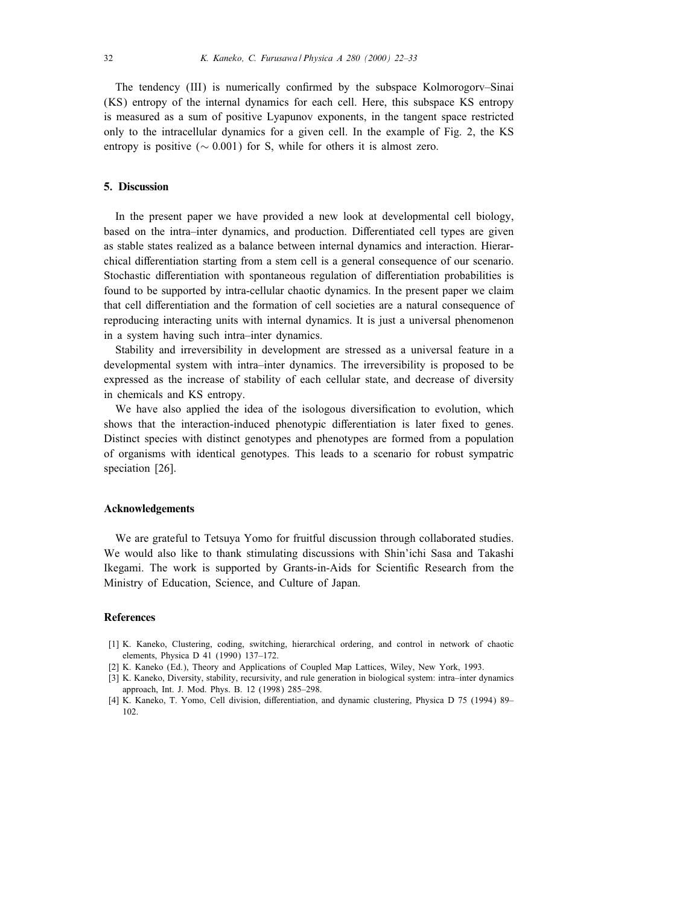The tendency (III) is numerically confirmed by the subspace Kolmorogorv–Sinai (KS) entropy of the internal dynamics for each cell. Here, this subspace KS entropy is measured as a sum of positive Lyapunov exponents, in the tangent space restricted only to the intracellular dynamics for a given cell. In the example of Fig. 2, the KS entropy is positive ($\sim 0.001$) for S, while for others it is almost zero.

## 5. Discussion

In the present paper we have provided a new look at developmental cell biology, based on the intra–inter dynamics, and production. Differentiated cell types are given as stable states realized as a balance between internal dynamics and interaction. Hierarchical differentiation starting from a stem cell is a general consequence of our scenario. Stochastic differentiation with spontaneous regulation of differentiation probabilities is found to be supported by intra-cellular chaotic dynamics. In the present paper we claim that cell differentiation and the formation of cell societies are a natural consequence of reproducing interacting units with internal dynamics. It is just a universal phenomenon in a system having such intra–inter dynamics.

Stability and irreversibility in development are stressed as a universal feature in a developmental system with intra–inter dynamics. The irreversibility is proposed to be expressed as the increase of stability of each cellular state, and decrease of diversity in chemicals and KS entropy.

We have also applied the idea of the isologous diversification to evolution, which shows that the interaction-induced phenotypic differentiation is later fixed to genes. Distinct species with distinct genotypes and phenotypes are formed from a population of organisms with identical genotypes. This leads to a scenario for robust sympatric speciation [26].

## Acknowledgements

We are grateful to Tetsuya Yomo for fruitful discussion through collaborated studies. We would also like to thank stimulating discussions with Shin'ichi Sasa and Takashi Ikegami. The work is supported by Grants-in-Aids for Scientific Research from the Ministry of Education, Science, and Culture of Japan.

## References

[1] K. Kaneko, Clustering, coding, switching, hierarchical ordering, and control in network of chaotic elements, Physica D 41 (1990) 137–172.

[2] K. Kaneko (Ed.), Theory and Applications of Coupled Map Lattices, Wiley, New York, 1993.

[3] K. Kaneko, Diversity, stability, recursivity, and rule generation in biological system: intra–inter dynamics approach, Int. J. Mod. Phys. B. 12 (1998) 285–298.

[4] K. Kaneko, T. Yomo, Cell division, differentiation, and dynamic clustering, Physica D 75 (1994) 89–102.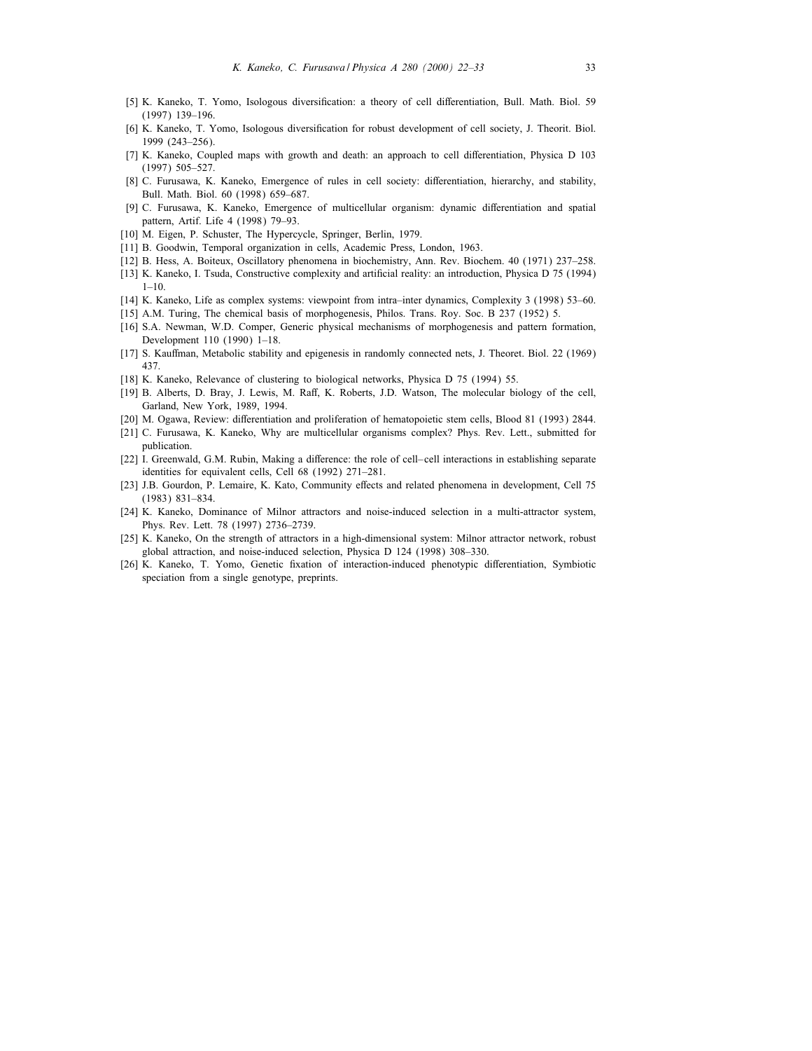[5] K. Kaneko, T. Yomo, Isologous diversification: a theory of cell differentiation, Bull. Math. Biol. 59 (1997) 139–196.

[6] K. Kaneko, T. Yomo, Isologous diversification for robust development of cell society, J. Theorit. Biol. 1999 (243–256).

[7] K. Kaneko, Coupled maps with growth and death: an approach to cell differentiation, Physica D 103 (1997) 505–527.

[8] C. Furusawa, K. Kaneko, Emergence of rules in cell society: differentiation, hierarchy, and stability, Bull. Math. Biol. 60 (1998) 659–687.

[9] C. Furusawa, K. Kaneko, Emergence of multicellular organism: dynamic differentiation and spatial pattern, Artif. Life 4 (1998) 79–93.

[10] M. Eigen, P. Schuster, The Hypercycle, Springer, Berlin, 1979.

[11] B. Goodwin, Temporal organization in cells, Academic Press, London, 1963.

[12] B. Hess, A. Boiteux, Oscillatory phenomena in biochemistry, Ann. Rev. Biochem. 40 (1971) 237–258.

[13] K. Kaneko, I. Tsuda, Constructive complexity and artificial reality: an introduction, Physica D 75 (1994) 1–10.

[14] K. Kaneko, Life as complex systems: viewpoint from intra–inter dynamics, Complexity 3 (1998) 53–60.

[15] A.M. Turing, The chemical basis of morphogenesis, Philos. Trans. Roy. Soc. B 237 (1952) 5.

[16] S.A. Newman, W.D. Comper, Generic physical mechanisms of morphogenesis and pattern formation, Development 110 (1990) 1–18.

[17] S. Kauffman, Metabolic stability and epigenesis in randomly connected nets, J. Theoret. Biol. 22 (1969) 437.

[18] K. Kaneko, Relevance of clustering to biological networks, Physica D 75 (1994) 55.

[19] B. Alberts, D. Bray, J. Lewis, M. Raff, K. Roberts, J.D. Watson, The molecular biology of the cell, Garland, New York, 1989, 1994.

[20] M. Ogawa, Review: differentiation and proliferation of hematopoietic stem cells, Blood 81 (1993) 2844.

[21] C. Furusawa, K. Kaneko, Why are multicellular organisms complex? Phys. Rev. Lett., submitted for publication.

[22] I. Greenwald, G.M. Rubin, Making a difference: the role of cell–cell interactions in establishing separate identities for equivalent cells, Cell 68 (1992) 271–281.

[23] J.B. Gourdon, P. Lemaire, K. Kato, Community effects and related phenomena in development, Cell 75 (1983) 831–834.

[24] K. Kaneko, Dominance of Milnor attractors and noise-induced selection in a multi-attractor system, Phys. Rev. Lett. 78 (1997) 2736–2739.

[25] K. Kaneko, On the strength of attractors in a high-dimensional system: Milnor attractor network, robust global attraction, and noise-induced selection, Physica D 124 (1998) 308–330.

[26] K. Kaneko, T. Yomo, Genetic fixation of interaction-induced phenotypic differentiation, Symbiotic speciation from a single genotype, preprints.